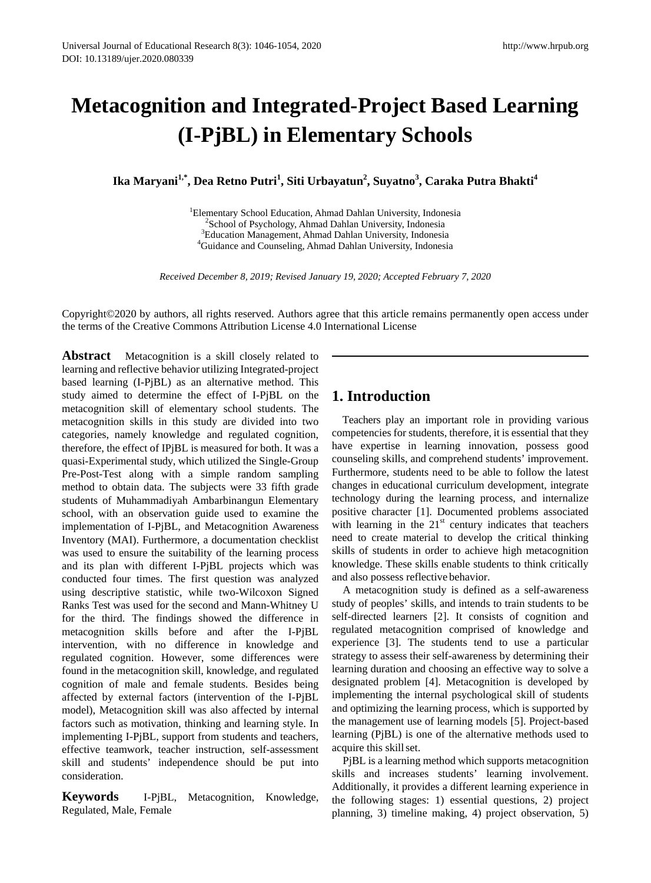# Metacognition and Integrated-Project Based Learning (I-PjBL) in Elementary Schools

**Ika Maryani[1,*], Dea Retno Putri[1], Siti Urbayatun[2], Suyatno[3], Caraka Putra Bhakti[4]**

[1]Elementary School Education, Ahmad Dahlan University, Indonesia
[2]School of Psychology, Ahmad Dahlan University, Indonesia
[3]Education Management, Ahmad Dahlan University, Indonesia
[4]Guidance and Counseling, Ahmad Dahlan University, Indonesia

*Received December 8, 2019; Revised January 19, 2020; Accepted February 7, 2020*

Copyright©2020 by authors, all rights reserved. Authors agree that this article remains permanently open access under the terms of the Creative Commons Attribution License 4.0 International License

**Abstract** Metacognition is a skill closely related to learning and reflective behavior utilizing Integrated-project based learning (I-PjBL) as an alternative method. This study aimed to determine the effect of I-PjBL on the metacognition skill of elementary school students. The metacognition skills in this study are divided into two categories, namely knowledge and regulated cognition, therefore, the effect of IPjBL is measured for both. It was a quasi-Experimental study, which utilized the Single-Group Pre-Post-Test along with a simple random sampling method to obtain data. The subjects were 33 fifth grade students of Muhammadiyah Ambarbinangun Elementary school, with an observation guide used to examine the implementation of I-PjBL, and Metacognition Awareness Inventory (MAI). Furthermore, a documentation checklist was used to ensure the suitability of the learning process and its plan with different I-PjBL projects which was conducted four times. The first question was analyzed using descriptive statistic, while two-Wilcoxon Signed Ranks Test was used for the second and Mann-Whitney U for the third. The findings showed the difference in metacognition skills before and after the I-PjBL intervention, with no difference in knowledge and regulated cognition. However, some differences were found in the metacognition skill, knowledge, and regulated cognition of male and female students. Besides being affected by external factors (intervention of the I-PjBL model), Metacognition skill was also affected by internal factors such as motivation, thinking and learning style. In implementing I-PjBL, support from students and teachers, effective teamwork, teacher instruction, self-assessment skill and students' independence should be put into consideration.

**Keywords** I-PjBL, Metacognition, Knowledge, Regulated, Male, Female

## 1. Introduction

Teachers play an important role in providing various competencies for students, therefore, it is essential that they have expertise in learning innovation, possess good counseling skills, and comprehend students' improvement. Furthermore, students need to be able to follow the latest changes in educational curriculum development, integrate technology during the learning process, and internalize positive character [1]. Documented problems associated with learning in the 21st century indicates that teachers need to create material to develop the critical thinking skills of students in order to achieve high metacognition knowledge. These skills enable students to think critically and also possess reflective behavior.

A metacognition study is defined as a self-awareness study of peoples' skills, and intends to train students to be self-directed learners [2]. It consists of cognition and regulated metacognition comprised of knowledge and experience [3]. The students tend to use a particular strategy to assess their self-awareness by determining their learning duration and choosing an effective way to solve a designated problem [4]. Metacognition is developed by implementing the internal psychological skill of students and optimizing the learning process, which is supported by the management use of learning models [5]. Project-based learning (PjBL) is one of the alternative methods used to acquire this skill set.

PjBL is a learning method which supports metacognition skills and increases students' learning involvement. Additionally, it provides a different learning experience in the following stages: 1) essential questions, 2) project planning, 3) timeline making, 4) project observation, 5)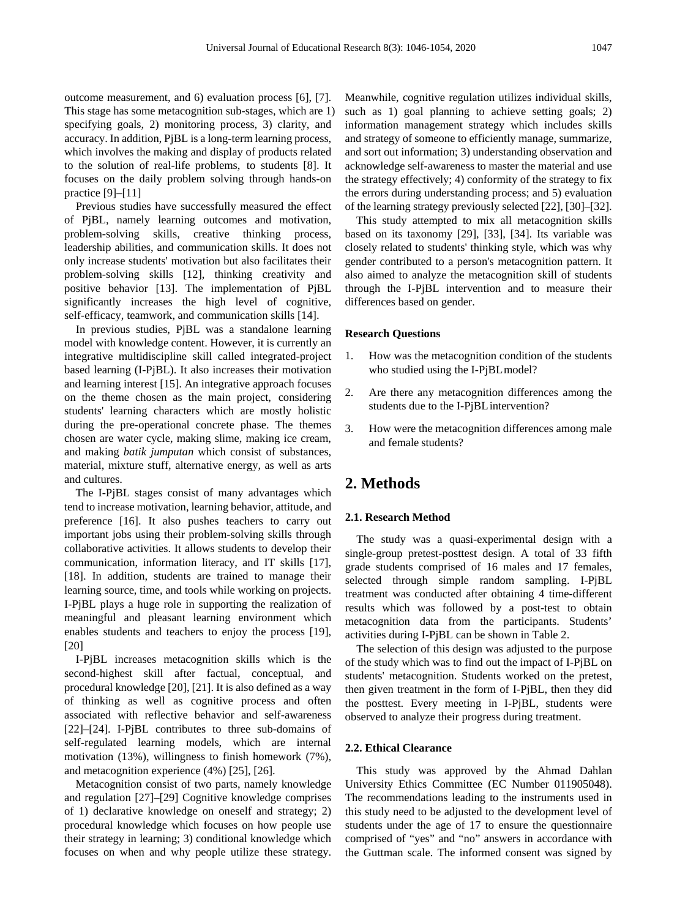outcome measurement, and 6) evaluation process [6], [7]. This stage has some metacognition sub-stages, which are 1) specifying goals, 2) monitoring process, 3) clarity, and accuracy. In addition, PjBL is a long-term learning process, which involves the making and display of products related to the solution of real-life problems, to students [8]. It focuses on the daily problem solving through hands-on practice [9]–[11]

Previous studies have successfully measured the effect of PjBL, namely learning outcomes and motivation, problem-solving skills, creative thinking process, leadership abilities, and communication skills. It does not only increase students' motivation but also facilitates their problem-solving skills [12], thinking creativity and positive behavior [13]. The implementation of PjBL significantly increases the high level of cognitive, self-efficacy, teamwork, and communication skills [14].

In previous studies, PjBL was a standalone learning model with knowledge content. However, it is currently an integrative multidiscipline skill called integrated-project based learning (I-PjBL). It also increases their motivation and learning interest [15]. An integrative approach focuses on the theme chosen as the main project, considering students' learning characters which are mostly holistic during the pre-operational concrete phase. The themes chosen are water cycle, making slime, making ice cream, and making *batik jumputan* which consist of substances, material, mixture stuff, alternative energy, as well as arts and cultures.

The I-PjBL stages consist of many advantages which tend to increase motivation, learning behavior, attitude, and preference [16]. It also pushes teachers to carry out important jobs using their problem-solving skills through collaborative activities. It allows students to develop their communication, information literacy, and IT skills [17], [18]. In addition, students are trained to manage their learning source, time, and tools while working on projects. I-PjBL plays a huge role in supporting the realization of meaningful and pleasant learning environment which enables students and teachers to enjoy the process [19], [20]

I-PjBL increases metacognition skills which is the second-highest skill after factual, conceptual, and procedural knowledge [20], [21]. It is also defined as a way of thinking as well as cognitive process and often associated with reflective behavior and self-awareness [22]–[24]. I-PjBL contributes to three sub-domains of self-regulated learning models, which are internal motivation (13%), willingness to finish homework (7%), and metacognition experience (4%) [25], [26].

Metacognition consist of two parts, namely knowledge and regulation [27]–[29] Cognitive knowledge comprises of 1) declarative knowledge on oneself and strategy; 2) procedural knowledge which focuses on how people use their strategy in learning; 3) conditional knowledge which focuses on when and why people utilize these strategy. Meanwhile, cognitive regulation utilizes individual skills, such as 1) goal planning to achieve setting goals; 2) information management strategy which includes skills and strategy of someone to efficiently manage, summarize, and sort out information; 3) understanding observation and acknowledge self-awareness to master the material and use the strategy effectively; 4) conformity of the strategy to fix the errors during understanding process; and 5) evaluation of the learning strategy previously selected [22], [30]–[32].

This study attempted to mix all metacognition skills based on its taxonomy [29], [33], [34]. Its variable was closely related to students' thinking style, which was why gender contributed to a person's metacognition pattern. It also aimed to analyze the metacognition skill of students through the I-PjBL intervention and to measure their differences based on gender.

### Research Questions

1. How was the metacognition condition of the students who studied using the I-PjBL model?
2. Are there any metacognition differences among the students due to the I-PjBL intervention?
3. How were the metacognition differences among male and female students?

## 2. Methods

### 2.1. Research Method

The study was a quasi-experimental design with a single-group pretest-posttest design. A total of 33 fifth grade students comprised of 16 males and 17 females, selected through simple random sampling. I-PjBL treatment was conducted after obtaining 4 time-different results which was followed by a post-test to obtain metacognition data from the participants. Students' activities during I-PjBL can be shown in Table 2.

The selection of this design was adjusted to the purpose of the study which was to find out the impact of I-PjBL on students' metacognition. Students worked on the pretest, then given treatment in the form of I-PjBL, then they did the posttest. Every meeting in I-PjBL, students were observed to analyze their progress during treatment.

### 2.2. Ethical Clearance

This study was approved by the Ahmad Dahlan University Ethics Committee (EC Number 011905048). The recommendations leading to the instruments used in this study need to be adjusted to the development level of students under the age of 17 to ensure the questionnaire comprised of "yes" and "no" answers in accordance with the Guttman scale. The informed consent was signed by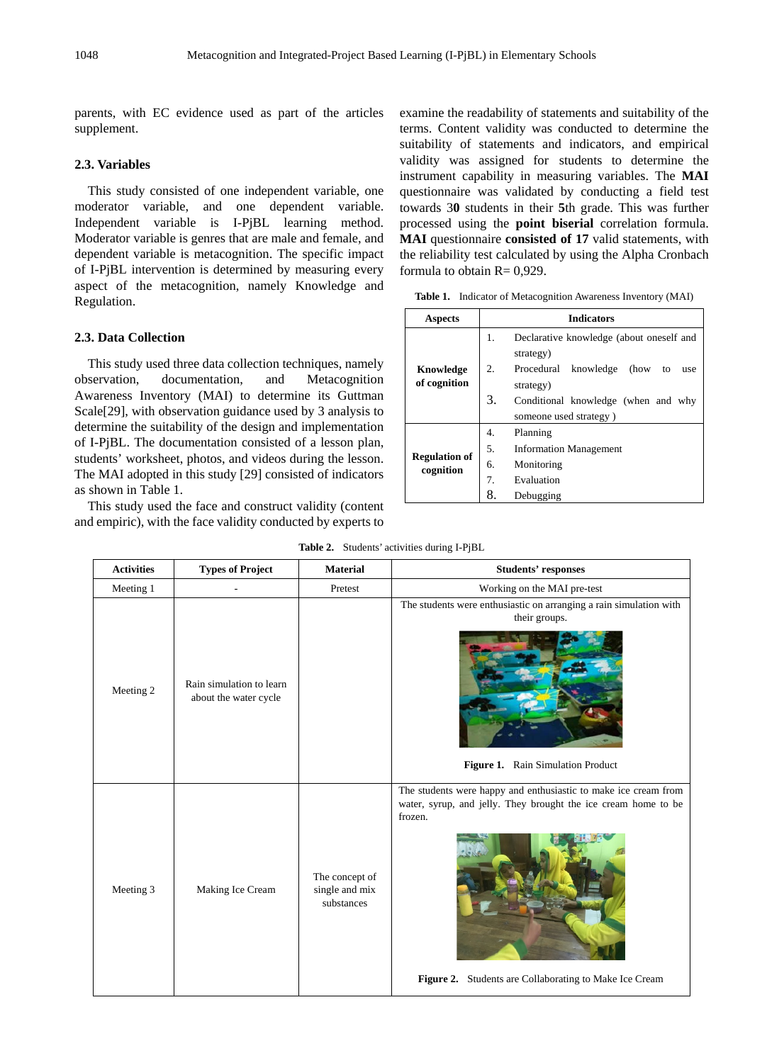parents, with EC evidence used as part of the articles supplement.

### 2.3. Variables

This study consisted of one independent variable, one moderator variable, and one dependent variable. Independent variable is I-PjBL learning method. Moderator variable is genres that are male and female, and dependent variable is metacognition. The specific impact of I-PjBL intervention is determined by measuring every aspect of the metacognition, namely Knowledge and Regulation.

### 2.3. Data Collection

This study used three data collection techniques, namely observation, documentation, and Metacognition Awareness Inventory (MAI) to determine its Guttman Scale[29], with observation guidance used by 3 analysis to determine the suitability of the design and implementation of I-PjBL. The documentation consisted of a lesson plan, students' worksheet, photos, and videos during the lesson. The MAI adopted in this study [29] consisted of indicators as shown in Table 1.

This study used the face and construct validity (content and empiric), with the face validity conducted by experts to examine the readability of statements and suitability of the terms. Content validity was conducted to determine the suitability of statements and indicators, and empirical validity was assigned for students to determine the instrument capability in measuring variables. The **MAI** questionnaire was validated by conducting a field test towards 3**0** students in their **5**th grade. This was further processed using the **point biserial** correlation formula. **MAI** questionnaire **consisted of 17** valid statements, with the reliability test calculated by using the Alpha Cronbach formula to obtain R= 0,929.

**Table 1.** Indicator of Metacognition Awareness Inventory (MAI)

| Aspects | Indicators |
|---|---|
| **Knowledge of cognition** | 1. Declarative knowledge (about oneself and strategy)<br>2. Procedural knowledge (how to use strategy)<br>3. Conditional knowledge (when and why someone used strategy ) |
| **Regulation of cognition** | 4. Planning<br>5. Information Management<br>6. Monitoring<br>7. Evaluation<br>8. Debugging |

**Table 2.** Students' activities during I-PjBL

| Activities | Types of Project | Material | Students' responses |
|---|---|---|---|
| Meeting 1 | - | Pretest | Working on the MAI pre-test |
| Meeting 2 | Rain simulation to learn about the water cycle | | The students were enthusiastic on arranging a rain simulation with their groups.<br>**Figure 1.** Rain Simulation Product |
| Meeting 3 | Making Ice Cream | The concept of single and mix substances | The students were happy and enthusiastic to make ice cream from water, syrup, and jelly. They brought the ice cream home to be frozen.<br>**Figure 2.** Students are Collaborating to Make Ice Cream |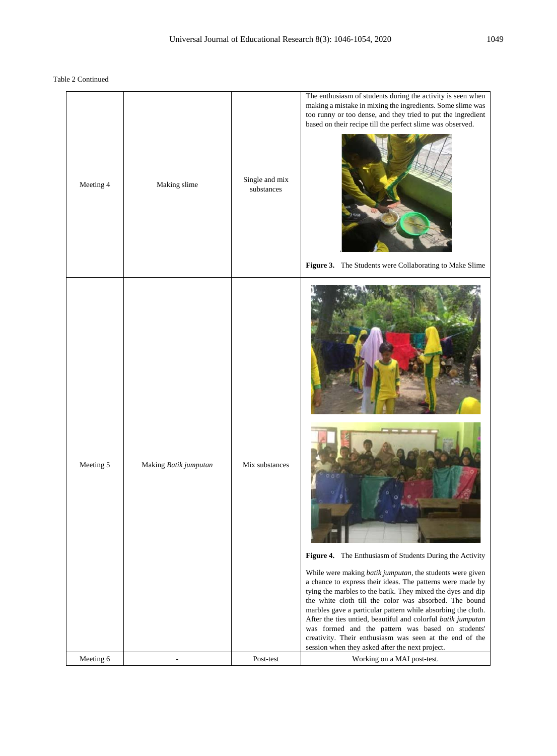Table 2 Continued

| | | | |
|---|---|---|---|
| Meeting 4 | Making slime | Single and mix substances | The enthusiasm of students during the activity is seen when making a mistake in mixing the ingredients. Some slime was too runny or too dense, and they tried to put the ingredient based on their recipe till the perfect slime was observed. **Figure 3.** The Students were Collaborating to Make Slime |
| Meeting 5 | Making *Batik jumputan* | Mix substances | **Figure 4.** The Enthusiasm of Students During the Activity While were making *batik jumputan*, the students were given a chance to express their ideas. The patterns were made by tying the marbles to the batik. They mixed the dyes and dip the white cloth till the color was absorbed. The bound marbles gave a particular pattern while absorbing the cloth. After the ties untied, beautiful and colorful *batik jumputan* was formed and the pattern was based on students' creativity. Their enthusiasm was seen at the end of the session when they asked after the next project. |
| Meeting 6 | - | Post-test | Working on a MAI post-test. |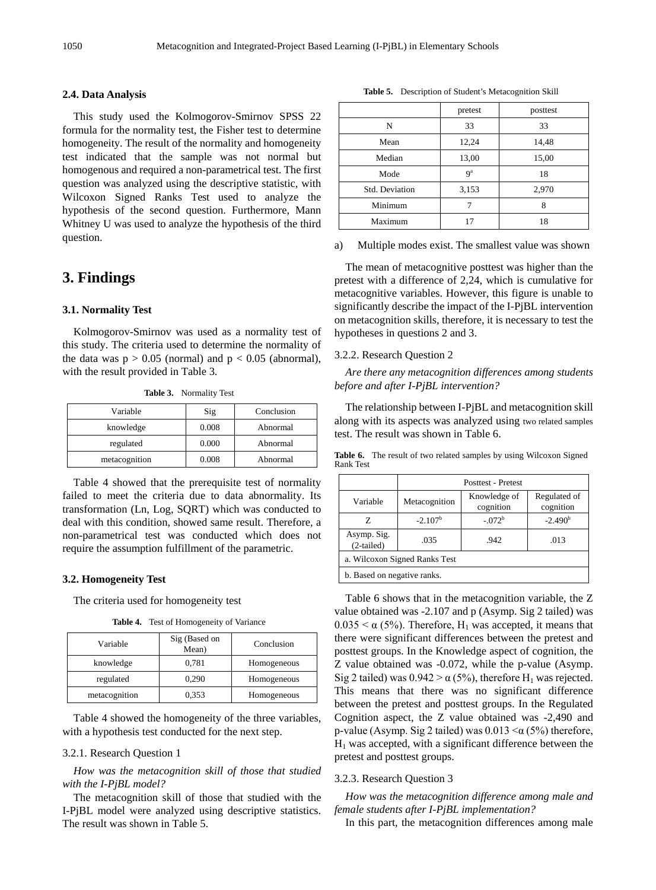### 2.4. Data Analysis

This study used the Kolmogorov-Smirnov SPSS 22 formula for the normality test, the Fisher test to determine homogeneity. The result of the normality and homogeneity test indicated that the sample was not normal but homogenous and required a non-parametrical test. The first question was analyzed using the descriptive statistic, with Wilcoxon Signed Ranks Test used to analyze the hypothesis of the second question. Furthermore, Mann Whitney U was used to analyze the hypothesis of the third question.

## 3. Findings

### 3.1. Normality Test

Kolmogorov-Smirnov was used as a normality test of this study. The criteria used to determine the normality of the data was $p > 0.05$ (normal) and $p < 0.05$ (abnormal), with the result provided in Table 3.

**Table 3.** Normality Test

| Variable | Sig | Conclusion |
|---|---|---|
| knowledge | 0.008 | Abnormal |
| regulated | 0.000 | Abnormal |
| metacognition | 0.008 | Abnormal |

Table 4 showed that the prerequisite test of normality failed to meet the criteria due to data abnormality. Its transformation (Ln, Log, SQRT) which was conducted to deal with this condition, showed same result. Therefore, a non-parametrical test was conducted which does not require the assumption fulfillment of the parametric.

### 3.2. Homogeneity Test

The criteria used for homogeneity test

**Table 4.** Test of Homogeneity of Variance

| Variable | Sig (Based on Mean) | Conclusion |
|---|---|---|
| knowledge | 0,781 | Homogeneous |
| regulated | 0,290 | Homogeneous |
| metacognition | 0,353 | Homogeneous |

Table 4 showed the homogeneity of the three variables, with a hypothesis test conducted for the next step.

3.2.1. Research Question 1

*How was the metacognition skill of those that studied with the I-PjBL model?*

The metacognition skill of those that studied with the I-PjBL model were analyzed using descriptive statistics. The result was shown in Table 5.

**Table 5.** Description of Student's Metacognition Skill

| | pretest | posttest |
|---|---|---|
| N | 33 | 33 |
| Mean | 12,24 | 14,48 |
| Median | 13,00 | 15,00 |
| Mode | 9[a] | 18 |
| Std. Deviation | 3,153 | 2,970 |
| Minimum | 7 | 8 |
| Maximum | 17 | 18 |

a) Multiple modes exist. The smallest value was shown

The mean of metacognitive posttest was higher than the pretest with a difference of 2,24, which is cumulative for metacognitive variables. However, this figure is unable to significantly describe the impact of the I-PjBL intervention on metacognition skills, therefore, it is necessary to test the hypotheses in questions 2 and 3.

3.2.2. Research Question 2

*Are there any metacognition differences among students before and after I-PjBL intervention?*

The relationship between I-PjBL and metacognition skill along with its aspects was analyzed using two related samples test. The result was shown in Table 6.

**Table 6.** The result of two related samples by using Wilcoxon Signed Rank Test

| | Posttest - Pretest | | |
|---|---|---|---|
| Variable | Metacognition | Knowledge of cognition | Regulated of cognition |
| Z | -2.107[b] | -.072[b] | -2.490[b] |
| Asymp. Sig. (2-tailed) | .035 | .942 | .013 |
| a. Wilcoxon Signed Ranks Test | | | |
| b. Based on negative ranks. | | | |

Table 6 shows that in the metacognition variable, the Z value obtained was -2.107 and p (Asymp. Sig 2 tailed) was $0.035 < \alpha$ (5%). Therefore, $H_1$ was accepted, it means that there were significant differences between the pretest and posttest groups. In the Knowledge aspect of cognition, the Z value obtained was -0.072, while the p-value (Asymp. Sig 2 tailed) was $0.942 > \alpha$ (5%), therefore $H_1$ was rejected. This means that there was no significant difference between the pretest and posttest groups. In the Regulated Cognition aspect, the Z value obtained was -2,490 and p-value (Asymp. Sig 2 tailed) was $0.013 < \alpha$ (5%) therefore, $H_1$ was accepted, with a significant difference between the pretest and posttest groups.

3.2.3. Research Question 3

*How was the metacognition difference among male and female students after I-PjBL implementation?*

In this part, the metacognition differences among male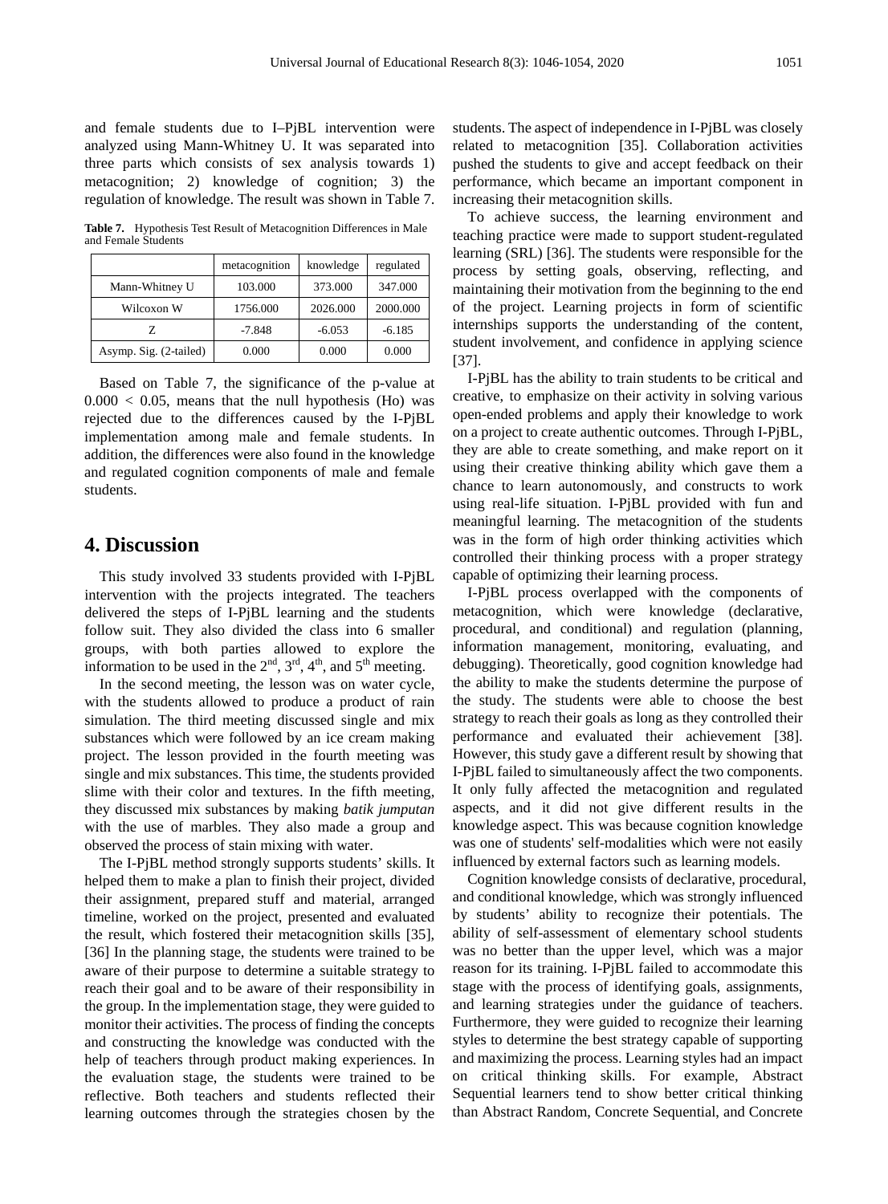and female students due to I–PjBL intervention were analyzed using Mann-Whitney U. It was separated into three parts which consists of sex analysis towards 1) metacognition; 2) knowledge of cognition; 3) the regulation of knowledge. The result was shown in Table 7.

**Table 7.** Hypothesis Test Result of Metacognition Differences in Male and Female Students

| | metacognition | knowledge | regulated |
|---|---|---|---|
| Mann-Whitney U | 103.000 | 373.000 | 347.000 |
| Wilcoxon W | 1756.000 | 2026.000 | 2000.000 |
| Z | -7.848 | -6.053 | -6.185 |
| Asymp. Sig. (2-tailed) | 0.000 | 0.000 | 0.000 |

Based on Table 7, the significance of the p-value at $0.000 < 0.05$, means that the null hypothesis (Ho) was rejected due to the differences caused by the I-PjBL implementation among male and female students. In addition, the differences were also found in the knowledge and regulated cognition components of male and female students.

## 4. Discussion

This study involved 33 students provided with I-PjBL intervention with the projects integrated. The teachers delivered the steps of I-PjBL learning and the students follow suit. They also divided the class into 6 smaller groups, with both parties allowed to explore the information to be used in the 2nd, 3rd, 4th, and 5th meeting.

In the second meeting, the lesson was on water cycle, with the students allowed to produce a product of rain simulation. The third meeting discussed single and mix substances which were followed by an ice cream making project. The lesson provided in the fourth meeting was single and mix substances. This time, the students provided slime with their color and textures. In the fifth meeting, they discussed mix substances by making *batik jumputan* with the use of marbles. They also made a group and observed the process of stain mixing with water.

The I-PjBL method strongly supports students' skills. It helped them to make a plan to finish their project, divided their assignment, prepared stuff and material, arranged timeline, worked on the project, presented and evaluated the result, which fostered their metacognition skills [35], [36] In the planning stage, the students were trained to be aware of their purpose to determine a suitable strategy to reach their goal and to be aware of their responsibility in the group. In the implementation stage, they were guided to monitor their activities. The process of finding the concepts and constructing the knowledge was conducted with the help of teachers through product making experiences. In the evaluation stage, the students were trained to be reflective. Both teachers and students reflected their learning outcomes through the strategies chosen by the students. The aspect of independence in I-PjBL was closely related to metacognition [35]. Collaboration activities pushed the students to give and accept feedback on their performance, which became an important component in increasing their metacognition skills.

To achieve success, the learning environment and teaching practice were made to support student-regulated learning (SRL) [36]. The students were responsible for the process by setting goals, observing, reflecting, and maintaining their motivation from the beginning to the end of the project. Learning projects in form of scientific internships supports the understanding of the content, student involvement, and confidence in applying science [37].

I-PjBL has the ability to train students to be critical and creative, to emphasize on their activity in solving various open-ended problems and apply their knowledge to work on a project to create authentic outcomes. Through I-PjBL, they are able to create something, and make report on it using their creative thinking ability which gave them a chance to learn autonomously, and constructs to work using real-life situation. I-PjBL provided with fun and meaningful learning. The metacognition of the students was in the form of high order thinking activities which controlled their thinking process with a proper strategy capable of optimizing their learning process.

I-PjBL process overlapped with the components of metacognition, which were knowledge (declarative, procedural, and conditional) and regulation (planning, information management, monitoring, evaluating, and debugging). Theoretically, good cognition knowledge had the ability to make the students determine the purpose of the study. The students were able to choose the best strategy to reach their goals as long as they controlled their performance and evaluated their achievement [38]. However, this study gave a different result by showing that I-PjBL failed to simultaneously affect the two components. It only fully affected the metacognition and regulated aspects, and it did not give different results in the knowledge aspect. This was because cognition knowledge was one of students' self-modalities which were not easily influenced by external factors such as learning models.

Cognition knowledge consists of declarative, procedural, and conditional knowledge, which was strongly influenced by students' ability to recognize their potentials. The ability of self-assessment of elementary school students was no better than the upper level, which was a major reason for its training. I-PjBL failed to accommodate this stage with the process of identifying goals, assignments, and learning strategies under the guidance of teachers. Furthermore, they were guided to recognize their learning styles to determine the best strategy capable of supporting and maximizing the process. Learning styles had an impact on critical thinking skills. For example, Abstract Sequential learners tend to show better critical thinking than Abstract Random, Concrete Sequential, and Concrete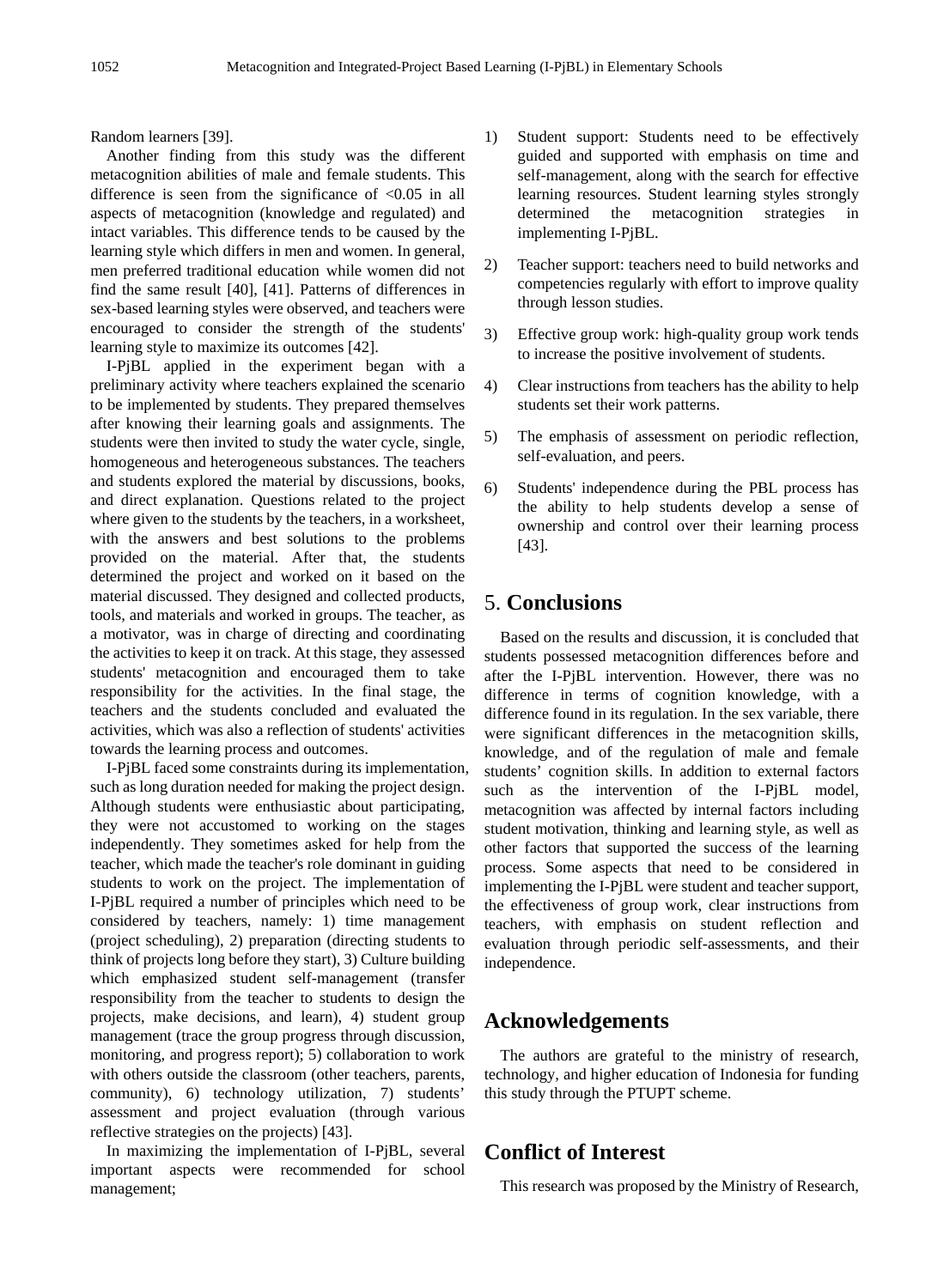Random learners [39].

Another finding from this study was the different metacognition abilities of male and female students. This difference is seen from the significance of <0.05 in all aspects of metacognition (knowledge and regulated) and intact variables. This difference tends to be caused by the learning style which differs in men and women. In general, men preferred traditional education while women did not find the same result [40], [41]. Patterns of differences in sex-based learning styles were observed, and teachers were encouraged to consider the strength of the students' learning style to maximize its outcomes [42].

I-PjBL applied in the experiment began with a preliminary activity where teachers explained the scenario to be implemented by students. They prepared themselves after knowing their learning goals and assignments. The students were then invited to study the water cycle, single, homogeneous and heterogeneous substances. The teachers and students explored the material by discussions, books, and direct explanation. Questions related to the project where given to the students by the teachers, in a worksheet, with the answers and best solutions to the problems provided on the material. After that, the students determined the project and worked on it based on the material discussed. They designed and collected products, tools, and materials and worked in groups. The teacher, as a motivator, was in charge of directing and coordinating the activities to keep it on track. At this stage, they assessed students' metacognition and encouraged them to take responsibility for the activities. In the final stage, the teachers and the students concluded and evaluated the activities, which was also a reflection of students' activities towards the learning process and outcomes.

I-PjBL faced some constraints during its implementation, such as long duration needed for making the project design. Although students were enthusiastic about participating, they were not accustomed to working on the stages independently. They sometimes asked for help from the teacher, which made the teacher's role dominant in guiding students to work on the project. The implementation of I-PjBL required a number of principles which need to be considered by teachers, namely: 1) time management (project scheduling), 2) preparation (directing students to think of projects long before they start), 3) Culture building which emphasized student self-management (transfer responsibility from the teacher to students to design the projects, make decisions, and learn), 4) student group management (trace the group progress through discussion, monitoring, and progress report); 5) collaboration to work with others outside the classroom (other teachers, parents, community), 6) technology utilization, 7) students' assessment and project evaluation (through various reflective strategies on the projects) [43].

In maximizing the implementation of I-PjBL, several important aspects were recommended for school management;

1) Student support: Students need to be effectively guided and supported with emphasis on time and self-management, along with the search for effective learning resources. Student learning styles strongly determined the metacognition strategies in implementing I-PjBL.

2) Teacher support: teachers need to build networks and competencies regularly with effort to improve quality through lesson studies.

3) Effective group work: high-quality group work tends to increase the positive involvement of students.

4) Clear instructions from teachers has the ability to help students set their work patterns.

5) The emphasis of assessment on periodic reflection, self-evaluation, and peers.

6) Students' independence during the PBL process has the ability to help students develop a sense of ownership and control over their learning process [43].

## 5. Conclusions

Based on the results and discussion, it is concluded that students possessed metacognition differences before and after the I-PjBL intervention. However, there was no difference in terms of cognition knowledge, with a difference found in its regulation. In the sex variable, there were significant differences in the metacognition skills, knowledge, and of the regulation of male and female students' cognition skills. In addition to external factors such as the intervention of the I-PjBL model, metacognition was affected by internal factors including student motivation, thinking and learning style, as well as other factors that supported the success of the learning process. Some aspects that need to be considered in implementing the I-PjBL were student and teacher support, the effectiveness of group work, clear instructions from teachers, with emphasis on student reflection and evaluation through periodic self-assessments, and their independence.

## Acknowledgements

The authors are grateful to the ministry of research, technology, and higher education of Indonesia for funding this study through the PTUPT scheme.

## Conflict of Interest

This research was proposed by the Ministry of Research,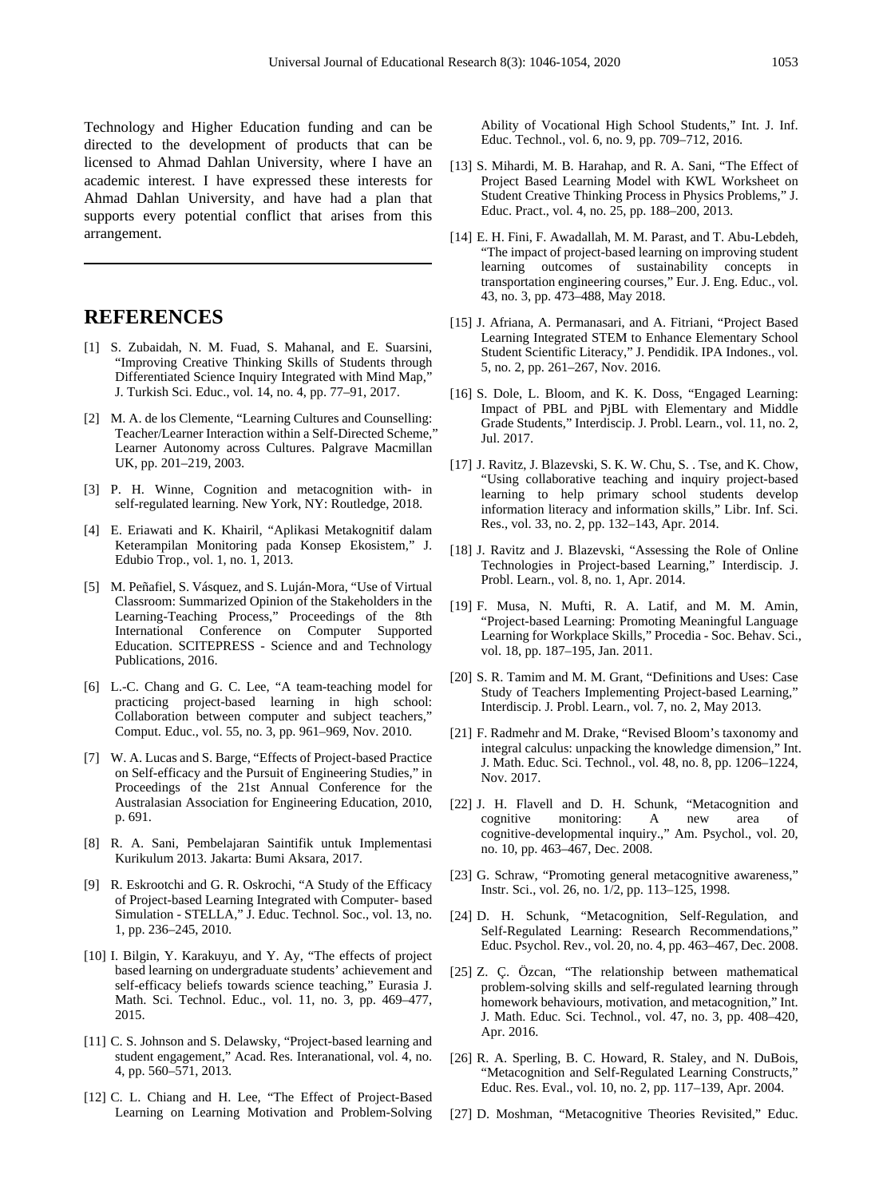Technology and Higher Education funding and can be directed to the development of products that can be licensed to Ahmad Dahlan University, where I have an academic interest. I have expressed these interests for Ahmad Dahlan University, and have had a plan that supports every potential conflict that arises from this arrangement.

# REFERENCES

[1] S. Zubaidah, N. M. Fuad, S. Mahanal, and E. Suarsini, "Improving Creative Thinking Skills of Students through Differentiated Science Inquiry Integrated with Mind Map," J. Turkish Sci. Educ., vol. 14, no. 4, pp. 77–91, 2017.

[2] M. A. de los Clemente, "Learning Cultures and Counselling: Teacher/Learner Interaction within a Self-Directed Scheme," Learner Autonomy across Cultures. Palgrave Macmillan UK, pp. 201–219, 2003.

[3] P. H. Winne, Cognition and metacognition with- in self-regulated learning. New York, NY: Routledge, 2018.

[4] E. Eriawati and K. Khairil, "Aplikasi Metakognitif dalam Keterampilan Monitoring pada Konsep Ekosistem," J. Edubio Trop., vol. 1, no. 1, 2013.

[5] M. Peñafiel, S. Vásquez, and S. Luján-Mora, "Use of Virtual Classroom: Summarized Opinion of the Stakeholders in the Learning-Teaching Process," Proceedings of the 8th International Conference on Computer Supported Education. SCITEPRESS - Science and and Technology Publications, 2016.

[6] L.-C. Chang and G. C. Lee, "A team-teaching model for practicing project-based learning in high school: Collaboration between computer and subject teachers," Comput. Educ., vol. 55, no. 3, pp. 961–969, Nov. 2010.

[7] W. A. Lucas and S. Barge, "Effects of Project-based Practice on Self-efficacy and the Pursuit of Engineering Studies," in Proceedings of the 21st Annual Conference for the Australasian Association for Engineering Education, 2010, p. 691.

[8] R. A. Sani, Pembelajaran Saintifik untuk Implementasi Kurikulum 2013. Jakarta: Bumi Aksara, 2017.

[9] R. Eskrootchi and G. R. Oskrochi, "A Study of the Efficacy of Project-based Learning Integrated with Computer- based Simulation - STELLA," J. Educ. Technol. Soc., vol. 13, no. 1, pp. 236–245, 2010.

[10] I. Bilgin, Y. Karakuyu, and Y. Ay, "The effects of project based learning on undergraduate students' achievement and self-efficacy beliefs towards science teaching," Eurasia J. Math. Sci. Technol. Educ., vol. 11, no. 3, pp. 469–477, 2015.

[11] C. S. Johnson and S. Delawsky, "Project-based learning and student engagement," Acad. Res. Interanational, vol. 4, no. 4, pp. 560–571, 2013.

[12] C. L. Chiang and H. Lee, "The Effect of Project-Based Learning on Learning Motivation and Problem-Solving Ability of Vocational High School Students," Int. J. Inf. Educ. Technol., vol. 6, no. 9, pp. 709–712, 2016.

[13] S. Mihardi, M. B. Harahap, and R. A. Sani, "The Effect of Project Based Learning Model with KWL Worksheet on Student Creative Thinking Process in Physics Problems," J. Educ. Pract., vol. 4, no. 25, pp. 188–200, 2013.

[14] E. H. Fini, F. Awadallah, M. M. Parast, and T. Abu-Lebdeh, "The impact of project-based learning on improving student learning outcomes of sustainability concepts in transportation engineering courses," Eur. J. Eng. Educ., vol. 43, no. 3, pp. 473–488, May 2018.

[15] J. Afriana, A. Permanasari, and A. Fitriani, "Project Based Learning Integrated STEM to Enhance Elementary School Student Scientific Literacy," J. Pendidik. IPA Indones., vol. 5, no. 2, pp. 261–267, Nov. 2016.

[16] S. Dole, L. Bloom, and K. K. Doss, "Engaged Learning: Impact of PBL and PjBL with Elementary and Middle Grade Students," Interdiscip. J. Probl. Learn., vol. 11, no. 2, Jul. 2017.

[17] J. Ravitz, J. Blazevski, S. K. W. Chu, S. . Tse, and K. Chow, "Using collaborative teaching and inquiry project-based learning to help primary school students develop information literacy and information skills," Libr. Inf. Sci. Res., vol. 33, no. 2, pp. 132–143, Apr. 2014.

[18] J. Ravitz and J. Blazevski, "Assessing the Role of Online Technologies in Project-based Learning," Interdiscip. J. Probl. Learn., vol. 8, no. 1, Apr. 2014.

[19] F. Musa, N. Mufti, R. A. Latif, and M. M. Amin, "Project-based Learning: Promoting Meaningful Language Learning for Workplace Skills," Procedia - Soc. Behav. Sci., vol. 18, pp. 187–195, Jan. 2011.

[20] S. R. Tamim and M. M. Grant, "Definitions and Uses: Case Study of Teachers Implementing Project-based Learning," Interdiscip. J. Probl. Learn., vol. 7, no. 2, May 2013.

[21] F. Radmehr and M. Drake, "Revised Bloom's taxonomy and integral calculus: unpacking the knowledge dimension," Int. J. Math. Educ. Sci. Technol., vol. 48, no. 8, pp. 1206–1224, Nov. 2017.

[22] J. H. Flavell and D. H. Schunk, "Metacognition and cognitive monitoring: A new area of cognitive-developmental inquiry.," Am. Psychol., vol. 20, no. 10, pp. 463–467, Dec. 2008.

[23] G. Schraw, "Promoting general metacognitive awareness," Instr. Sci., vol. 26, no. 1/2, pp. 113–125, 1998.

[24] D. H. Schunk, "Metacognition, Self-Regulation, and Self-Regulated Learning: Research Recommendations," Educ. Psychol. Rev., vol. 20, no. 4, pp. 463–467, Dec. 2008.

[25] Z. Ç. Özcan, "The relationship between mathematical problem-solving skills and self-regulated learning through homework behaviours, motivation, and metacognition," Int. J. Math. Educ. Sci. Technol., vol. 47, no. 3, pp. 408–420, Apr. 2016.

[26] R. A. Sperling, B. C. Howard, R. Staley, and N. DuBois, "Metacognition and Self-Regulated Learning Constructs," Educ. Res. Eval., vol. 10, no. 2, pp. 117–139, Apr. 2004.

[27] D. Moshman, "Metacognitive Theories Revisited," Educ.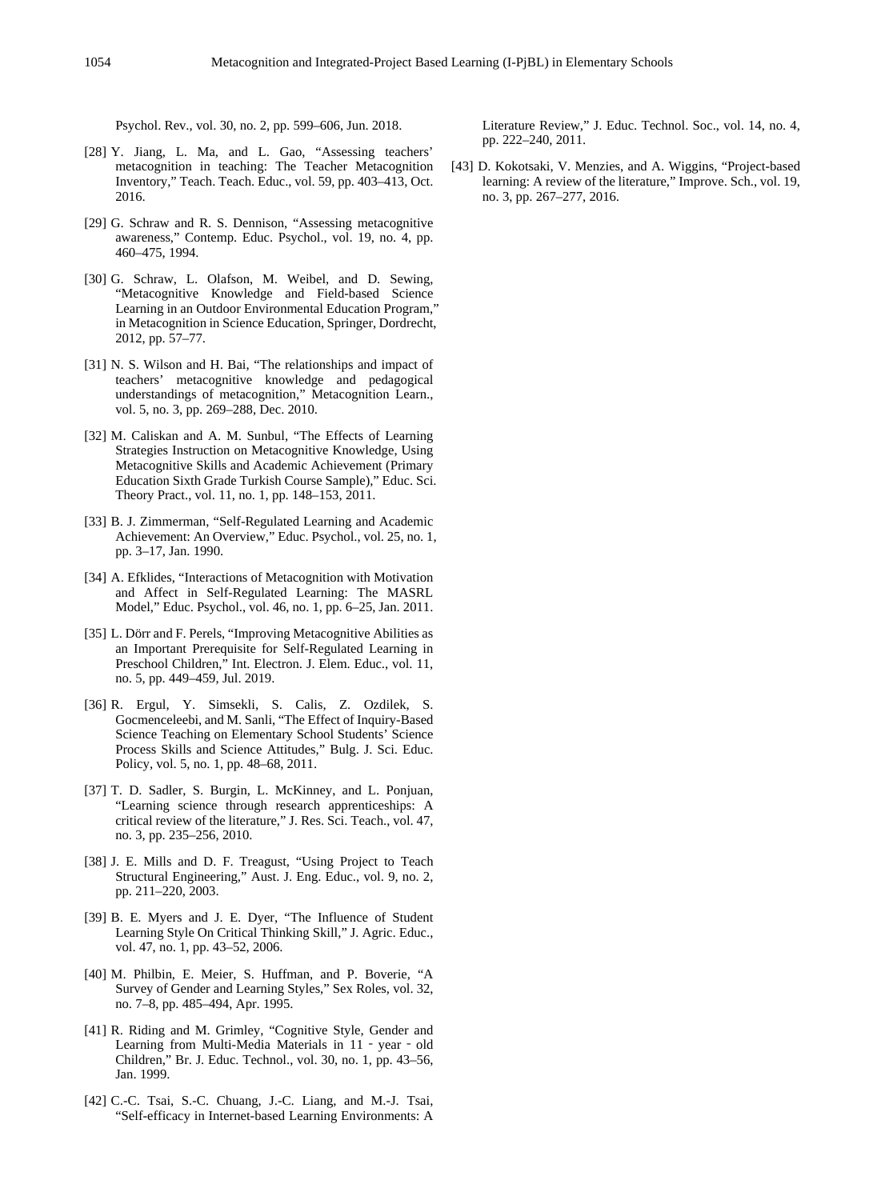Psychol. Rev., vol. 30, no. 2, pp. 599–606, Jun. 2018.

[28] Y. Jiang, L. Ma, and L. Gao, "Assessing teachers' metacognition in teaching: The Teacher Metacognition Inventory," Teach. Teach. Educ., vol. 59, pp. 403–413, Oct. 2016.

[29] G. Schraw and R. S. Dennison, "Assessing metacognitive awareness," Contemp. Educ. Psychol., vol. 19, no. 4, pp. 460–475, 1994.

[30] G. Schraw, L. Olafson, M. Weibel, and D. Sewing, "Metacognitive Knowledge and Field-based Science Learning in an Outdoor Environmental Education Program," in Metacognition in Science Education, Springer, Dordrecht, 2012, pp. 57–77.

[31] N. S. Wilson and H. Bai, "The relationships and impact of teachers' metacognitive knowledge and pedagogical understandings of metacognition," Metacognition Learn., vol. 5, no. 3, pp. 269–288, Dec. 2010.

[32] M. Caliskan and A. M. Sunbul, "The Effects of Learning Strategies Instruction on Metacognitive Knowledge, Using Metacognitive Skills and Academic Achievement (Primary Education Sixth Grade Turkish Course Sample)," Educ. Sci. Theory Pract., vol. 11, no. 1, pp. 148–153, 2011.

[33] B. J. Zimmerman, "Self-Regulated Learning and Academic Achievement: An Overview," Educ. Psychol., vol. 25, no. 1, pp. 3–17, Jan. 1990.

[34] A. Efklides, "Interactions of Metacognition with Motivation and Affect in Self-Regulated Learning: The MASRL Model," Educ. Psychol., vol. 46, no. 1, pp. 6–25, Jan. 2011.

[35] L. Dörr and F. Perels, "Improving Metacognitive Abilities as an Important Prerequisite for Self-Regulated Learning in Preschool Children," Int. Electron. J. Elem. Educ., vol. 11, no. 5, pp. 449–459, Jul. 2019.

[36] R. Ergul, Y. Simsekli, S. Calis, Z. Ozdilek, S. Gocmenceleebi, and M. Sanli, "The Effect of Inquiry-Based Science Teaching on Elementary School Students' Science Process Skills and Science Attitudes," Bulg. J. Sci. Educ. Policy, vol. 5, no. 1, pp. 48–68, 2011.

[37] T. D. Sadler, S. Burgin, L. McKinney, and L. Ponjuan, "Learning science through research apprenticeships: A critical review of the literature," J. Res. Sci. Teach., vol. 47, no. 3, pp. 235–256, 2010.

[38] J. E. Mills and D. F. Treagust, "Using Project to Teach Structural Engineering," Aust. J. Eng. Educ., vol. 9, no. 2, pp. 211–220, 2003.

[39] B. E. Myers and J. E. Dyer, "The Influence of Student Learning Style On Critical Thinking Skill," J. Agric. Educ., vol. 47, no. 1, pp. 43–52, 2006.

[40] M. Philbin, E. Meier, S. Huffman, and P. Boverie, "A Survey of Gender and Learning Styles," Sex Roles, vol. 32, no. 7–8, pp. 485–494, Apr. 1995.

[41] R. Riding and M. Grimley, "Cognitive Style, Gender and Learning from Multi-Media Materials in 11 - year - old Children," Br. J. Educ. Technol., vol. 30, no. 1, pp. 43–56, Jan. 1999.

[42] C.-C. Tsai, S.-C. Chuang, J.-C. Liang, and M.-J. Tsai, "Self-efficacy in Internet-based Learning Environments: A Literature Review," J. Educ. Technol. Soc., vol. 14, no. 4, pp. 222–240, 2011.

[43] D. Kokotsaki, V. Menzies, and A. Wiggins, "Project-based learning: A review of the literature," Improve. Sch., vol. 19, no. 3, pp. 267–277, 2016.